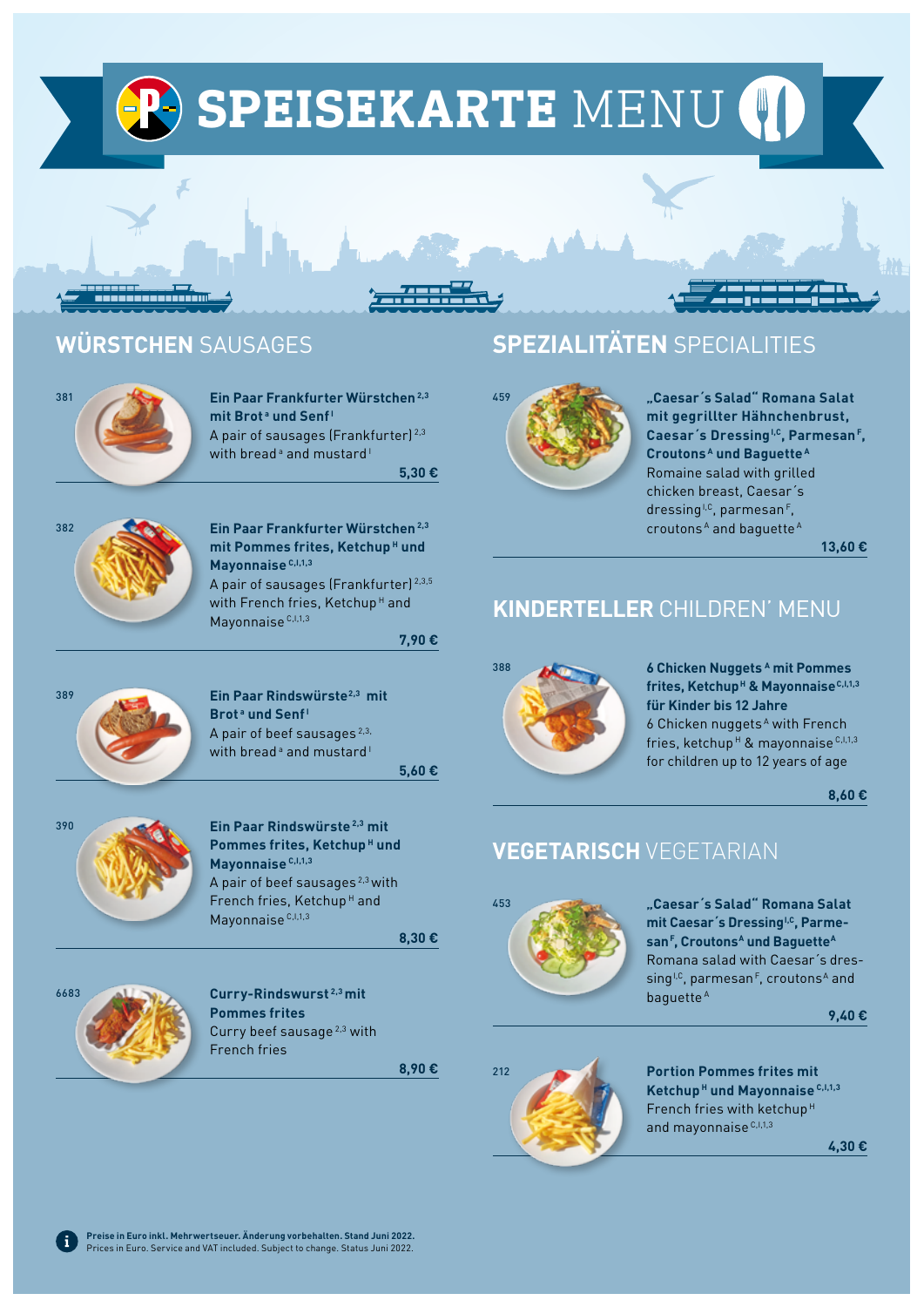# SPEISEKARTE MENU

## WÜRSTCHEN SAUSAGES

381

**Ein Paar Frankfurter Würstchen [2,3] mit Brot [a] und Senf [I]**
A pair of sausages (Frankfurter) [2,3] with bread [a] and mustard [I]

**5,30 €**

382

**Ein Paar Frankfurter Würstchen [2,3] mit Pommes frites, Ketchup [H] und Mayonnaise [C,I,1,3]**
A pair of sausages (Frankfurter) [2,3,5] with French fries, Ketchup [H] and Mayonnaise [C,I,1,3]

**7,90 €**

389

**Ein Paar Rindswürste [2,3] mit Brot [a] und Senf [I]**
A pair of beef sausages [2,3,] with bread [a] and mustard [I]

**5,60 €**

390

**Ein Paar Rindswürste [2,3] mit Pommes frites, Ketchup [H] und Mayonnaise [C,I,1,3]**
A pair of beef sausages [2,3] with French fries, Ketchup [H] and Mayonnaise [C,I,1,3]

**8,30 €**

6683

**Curry-Rindswurst [2,3] mit Pommes frites**
Curry beef sausage [2,3] with French fries

**8,90 €**

## SPEZIALITÄTEN SPECIALITIES

459

**„Caesar´s Salad" Romana Salat mit gegrillter Hähnchenbrust, Caesar´s Dressing [I,C], Parmesan [F], Croutons [A] und Baguette [A]**
Romaine salad with grilled chicken breast, Caesar´s dressing [I,C], parmesan [F], croutons [A] and baguette [A]

**13,60 €**

## KINDERTELLER CHILDREN´ MENU

388

**6 Chicken Nuggets [A] mit Pommes frites, Ketchup [H] & Mayonnaise [C,I,1,3] für Kinder bis 12 Jahre**
6 Chicken nuggets [A] with French fries, ketchup [H] & mayonnaise [C,I,1,3] for children up to 12 years of age

**8,60 €**

## VEGETARISCH VEGETARIAN

453

**„Caesar´s Salad" Romana Salat mit Caesar´s Dressing [I,C], Parmesan [F], Croutons [A] und Baguette [A]**
Romana salad with Caesar´s dressing [I,C], parmesan [F], croutons [A] and baguette [A]

**9,40 €**

212

**Portion Pommes frites mit Ketchup [H] und Mayonnaise [C,I,1,3]**
French fries with ketchup [H] and mayonnaise [C,I,1,3]

**4,30 €**

**Preise in Euro inkl. Mehrwertseuer. Änderung vorbehalten. Stand Juni 2022.**
Prices in Euro. Service and VAT included. Subject to change. Status Juni 2022.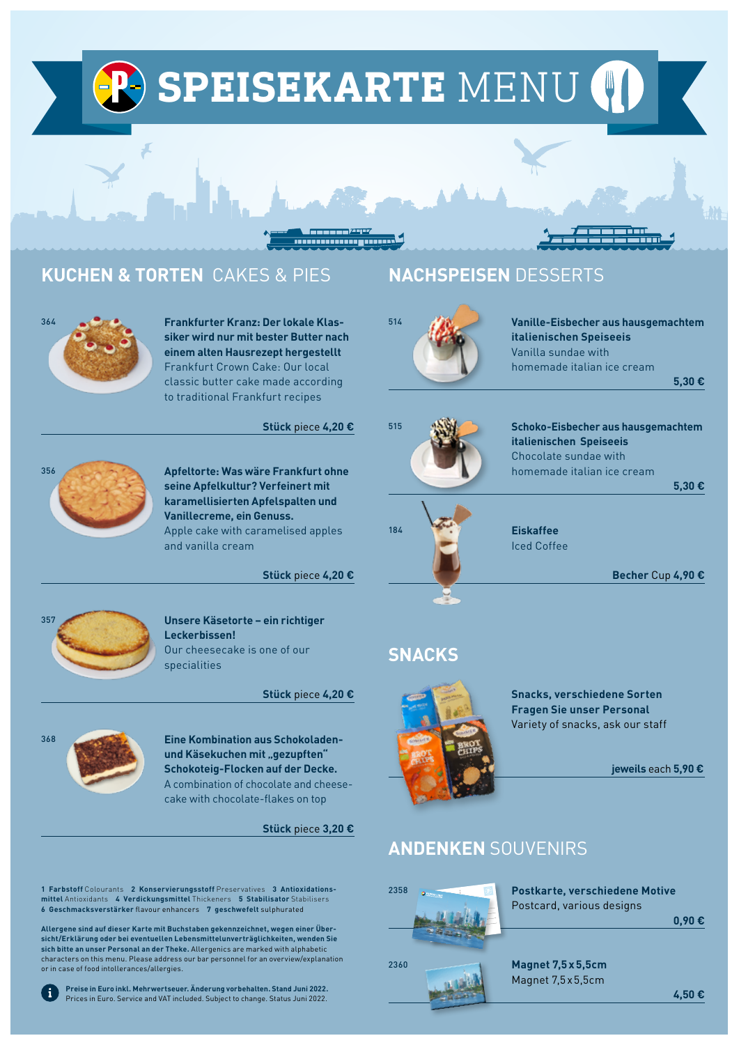# SPEISEKARTE MENU

## KUCHEN & TORTEN CAKES & PIES

364

**Frankfurter Kranz: Der lokale Klassiker wird nur mit bester Butter nach einem alten Hausrezept hergestellt**
Frankfurt Crown Cake: Our local classic butter cake made according to traditional Frankfurt recipes

**Stück** piece **4,20 €**

356

**Apfeltorte: Was wäre Frankfurt ohne seine Apfelkultur? Verfeinert mit karamellisierten Apfelspalten und Vanillecreme, ein Genuss.**
Apple cake with caramelised apples and vanilla cream

**Stück** piece **4,20 €**

357

**Unsere Käsetorte – ein richtiger Leckerbissen!**
Our cheesecake is one of our specialities

**Stück** piece **4,20 €**

368

**Eine Kombination aus Schokoladen- und Käsekuchen mit „gezupften" Schokoteig-Flocken auf der Decke.**
A combination of chocolate and cheese-cake with chocolate-flakes on top

**Stück** piece **3,20 €**

**1 Farbstoff** Colourants **2 Konservierungsstoff** Preservatives **3 Antioxidationsmittel** Antioxidants **4 Verdickungsmittel** Thickeners **5 Stabilisator** Stabilisers **6 Geschmacksverstärker** flavour enhancers **7 geschwefelt** sulphurated

**Allergene sind auf dieser Karte mit Buchstaben gekennzeichnet, wegen einer Übersicht/Erklärung oder bei eventuellen Lebensmittelunverträglichkeiten, wenden Sie sich bitte an unser Personal an der Theke.** Allergenics are marked with alphabetic characters on this menu. Please address our bar personnel for an overview/explanation or in case of food intollerances/allergies.

**Preise in Euro inkl. Mehrwertsteuer. Änderung vorbehalten. Stand Juni 2022.**
Prices in Euro. Service and VAT included. Subject to change. Status Juni 2022.

## NACHSPEISEN DESSERTS

514

**Vanille-Eisbecher aus hausgemachtem italienischen Speiseeis**
Vanilla sundae with homemade italian ice cream

**5,30 €**

515

**Schoko-Eisbecher aus hausgemachtem italienischen Speiseeis**
Chocolate sundae with homemade italian ice cream

**5,30 €**

184

**Eiskaffee**
Iced Coffee

**Becher** Cup **4,90 €**

## SNACKS

**Snacks, verschiedene Sorten Fragen Sie unser Personal**
Variety of snacks, ask our staff

**jeweils** each **5,90 €**

## ANDENKEN SOUVENIRS

2358

**Postkarte, verschiedene Motive**
Postcard, various designs

**0,90 €**

2360

**Magnet 7,5 x 5,5 cm**
Magnet 7,5 x 5,5 cm

**4,50 €**